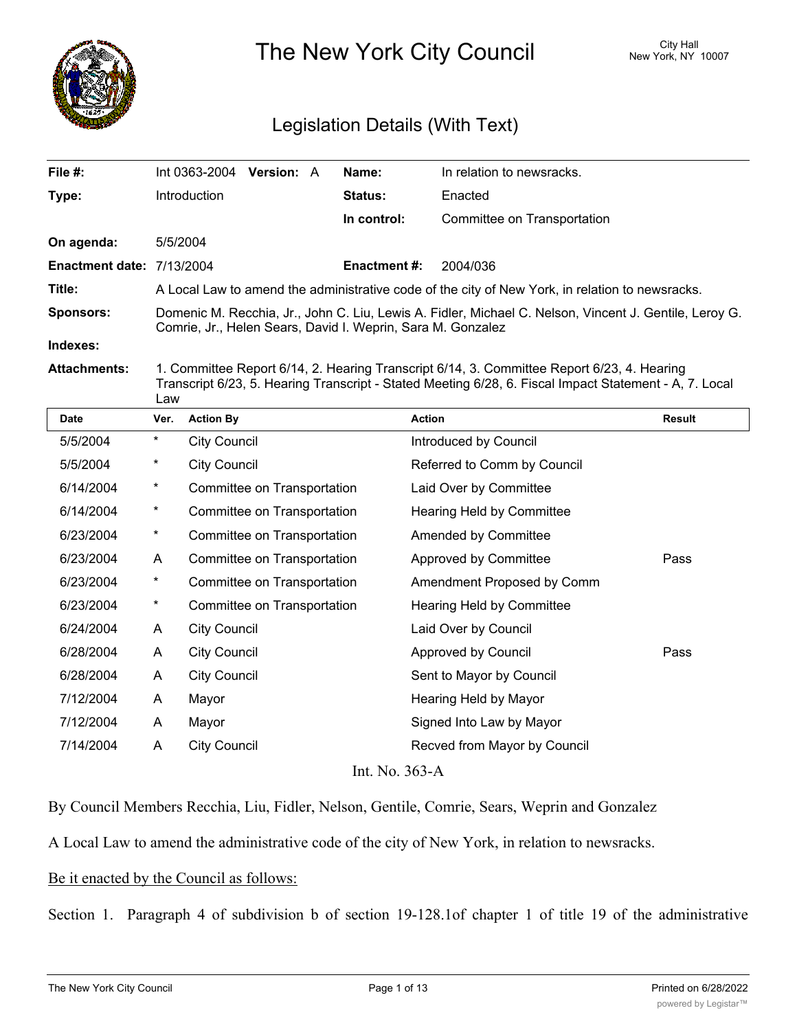# The New York City Council

City Hall
New York, NY 10007

## Legislation Details (With Text)

| | | | |
|---|---|---|---|
| **File #:** | Int 0363-2004 **Version:** A | **Name:** | In relation to newsracks. |
| **Type:** | Introduction | **Status:** | Enacted |
| | | **In control:** | Committee on Transportation |
| **On agenda:** | 5/5/2004 | | |
| **Enactment date:** | 7/13/2004 | **Enactment #:** | 2004/036 |

**Title:** A Local Law to amend the administrative code of the city of New York, in relation to newsracks.

**Sponsors:** Domenic M. Recchia, Jr., John C. Liu, Lewis A. Fidler, Michael C. Nelson, Vincent J. Gentile, Leroy G. Comrie, Jr., Helen Sears, David I. Weprin, Sara M. Gonzalez

**Indexes:**

**Attachments:** 1. Committee Report 6/14, 2. Hearing Transcript 6/14, 3. Committee Report 6/23, 4. Hearing Transcript 6/23, 5. Hearing Transcript - Stated Meeting 6/28, 6. Fiscal Impact Statement - A, 7. Local Law

| Date | Ver. | Action By | Action | Result |
|---|---|---|---|---|
| 5/5/2004 | * | City Council | Introduced by Council | |
| 5/5/2004 | * | City Council | Referred to Comm by Council | |
| 6/14/2004 | * | Committee on Transportation | Laid Over by Committee | |
| 6/14/2004 | * | Committee on Transportation | Hearing Held by Committee | |
| 6/23/2004 | * | Committee on Transportation | Amended by Committee | |
| 6/23/2004 | A | Committee on Transportation | Approved by Committee | Pass |
| 6/23/2004 | * | Committee on Transportation | Amendment Proposed by Comm | |
| 6/23/2004 | * | Committee on Transportation | Hearing Held by Committee | |
| 6/24/2004 | A | City Council | Laid Over by Council | |
| 6/28/2004 | A | City Council | Approved by Council | Pass |
| 6/28/2004 | A | City Council | Sent to Mayor by Council | |
| 7/12/2004 | A | Mayor | Hearing Held by Mayor | |
| 7/12/2004 | A | Mayor | Signed Into Law by Mayor | |
| 7/14/2004 | A | City Council | Recved from Mayor by Council | |

Int. No. 363-A

By Council Members Recchia, Liu, Fidler, Nelson, Gentile, Comrie, Sears, Weprin and Gonzalez

A Local Law to amend the administrative code of the city of New York, in relation to newsracks.

Be it enacted by the Council as follows:

Section 1. Paragraph 4 of subdivision b of section 19-128.1of chapter 1 of title 19 of the administrative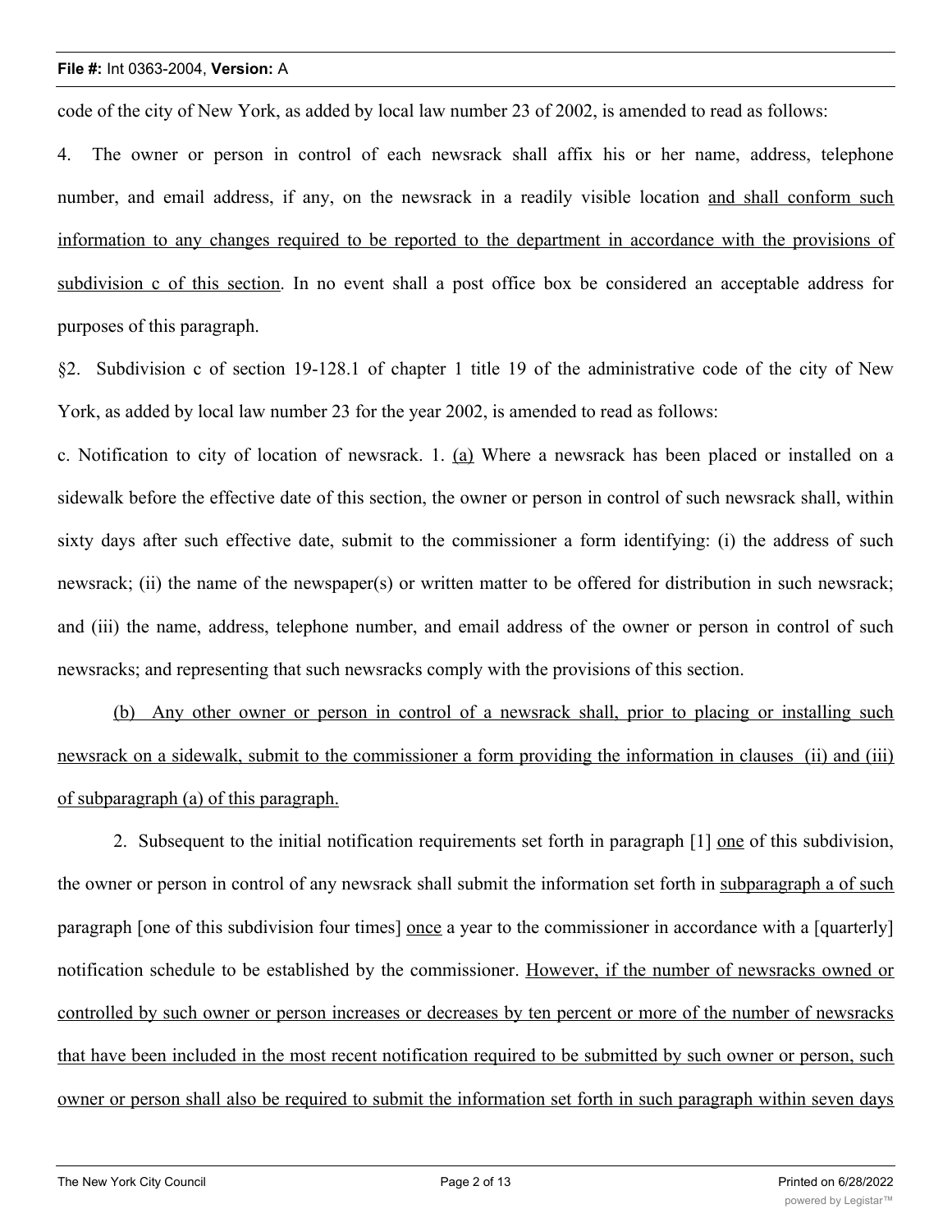code of the city of New York, as added by local law number 23 of 2002, is amended to read as follows:

4. The owner or person in control of each newsrack shall affix his or her name, address, telephone number, and email address, if any, on the newsrack in a readily visible location <u>and shall conform such information to any changes required to be reported to the department in accordance with the provisions of subdivision c of this section</u>. In no event shall a post office box be considered an acceptable address for purposes of this paragraph.

§2. Subdivision c of section 19-128.1 of chapter 1 title 19 of the administrative code of the city of New York, as added by local law number 23 for the year 2002, is amended to read as follows:

c. Notification to city of location of newsrack. 1. <u>(a)</u> Where a newsrack has been placed or installed on a sidewalk before the effective date of this section, the owner or person in control of such newsrack shall, within sixty days after such effective date, submit to the commissioner a form identifying: (i) the address of such newsrack; (ii) the name of the newspaper(s) or written matter to be offered for distribution in such newsrack; and (iii) the name, address, telephone number, and email address of the owner or person in control of such newsracks; and representing that such newsracks comply with the provisions of this section.

<u>(b) Any other owner or person in control of a newsrack shall, prior to placing or installing such newsrack on a sidewalk, submit to the commissioner a form providing the information in clauses (ii) and (iii) of subparagraph (a) of this paragraph.</u>

2. Subsequent to the initial notification requirements set forth in paragraph [1] <u>one</u> of this subdivision, the owner or person in control of any newsrack shall submit the information set forth in <u>subparagraph a of such</u> paragraph [one of this subdivision four times] <u>once</u> a year to the commissioner in accordance with a [quarterly] notification schedule to be established by the commissioner. <u>However, if the number of newsracks owned or controlled by such owner or person increases or decreases by ten percent or more of the number of newsracks that have been included in the most recent notification required to be submitted by such owner or person, such owner or person shall also be required to submit the information set forth in such paragraph within seven days</u>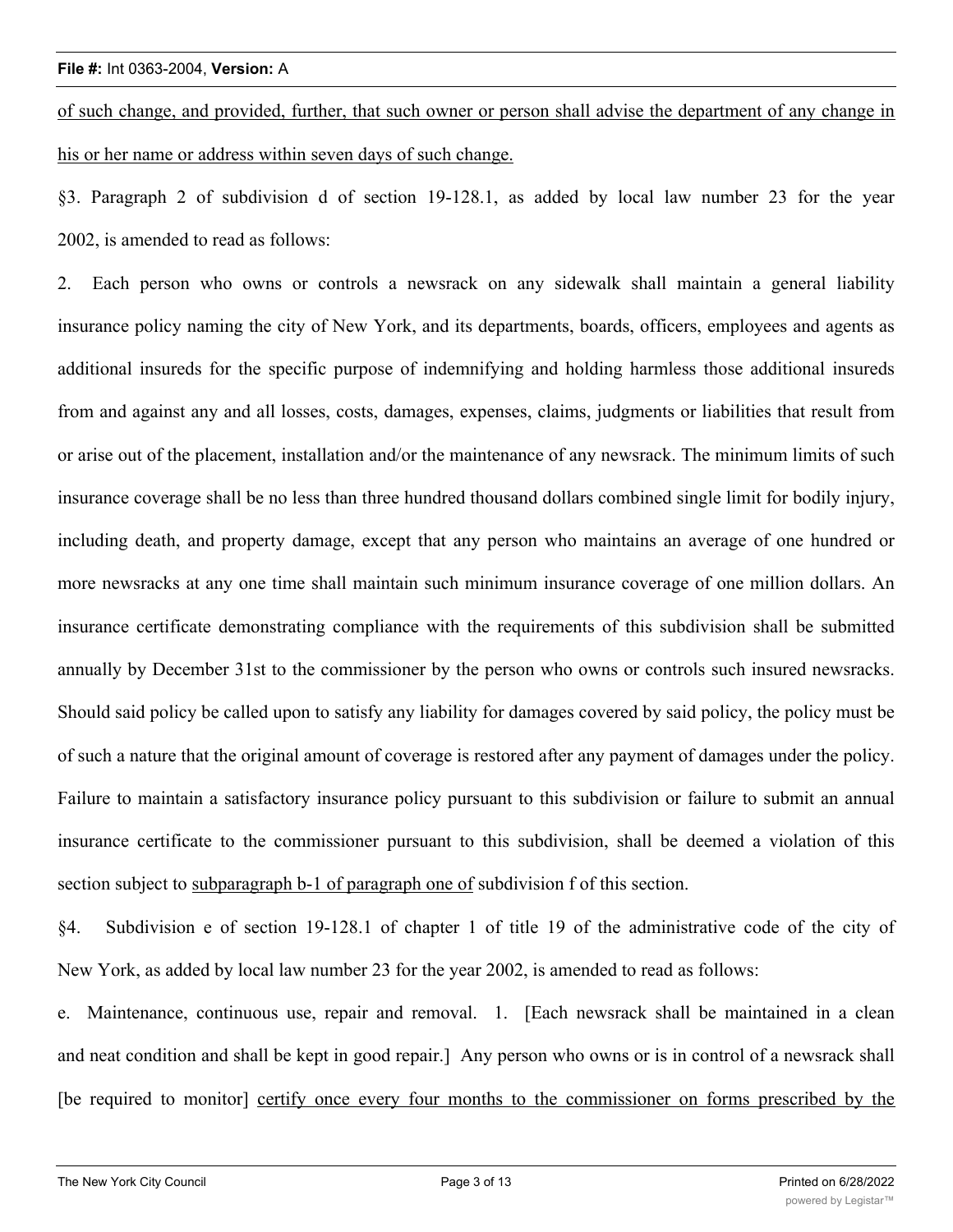of such change, and provided, further, that such owner or person shall advise the department of any change in his or her name or address within seven days of such change.

§3. Paragraph 2 of subdivision d of section 19-128.1, as added by local law number 23 for the year 2002, is amended to read as follows:

2. Each person who owns or controls a newsrack on any sidewalk shall maintain a general liability insurance policy naming the city of New York, and its departments, boards, officers, employees and agents as additional insureds for the specific purpose of indemnifying and holding harmless those additional insureds from and against any and all losses, costs, damages, expenses, claims, judgments or liabilities that result from or arise out of the placement, installation and/or the maintenance of any newsrack. The minimum limits of such insurance coverage shall be no less than three hundred thousand dollars combined single limit for bodily injury, including death, and property damage, except that any person who maintains an average of one hundred or more newsracks at any one time shall maintain such minimum insurance coverage of one million dollars. An insurance certificate demonstrating compliance with the requirements of this subdivision shall be submitted annually by December 31st to the commissioner by the person who owns or controls such insured newsracks. Should said policy be called upon to satisfy any liability for damages covered by said policy, the policy must be of such a nature that the original amount of coverage is restored after any payment of damages under the policy. Failure to maintain a satisfactory insurance policy pursuant to this subdivision or failure to submit an annual insurance certificate to the commissioner pursuant to this subdivision, shall be deemed a violation of this section subject to subparagraph b-1 of paragraph one of subdivision f of this section.

§4. Subdivision e of section 19-128.1 of chapter 1 of title 19 of the administrative code of the city of New York, as added by local law number 23 for the year 2002, is amended to read as follows:

e. Maintenance, continuous use, repair and removal. 1. [Each newsrack shall be maintained in a clean and neat condition and shall be kept in good repair.] Any person who owns or is in control of a newsrack shall [be required to monitor] certify once every four months to the commissioner on forms prescribed by the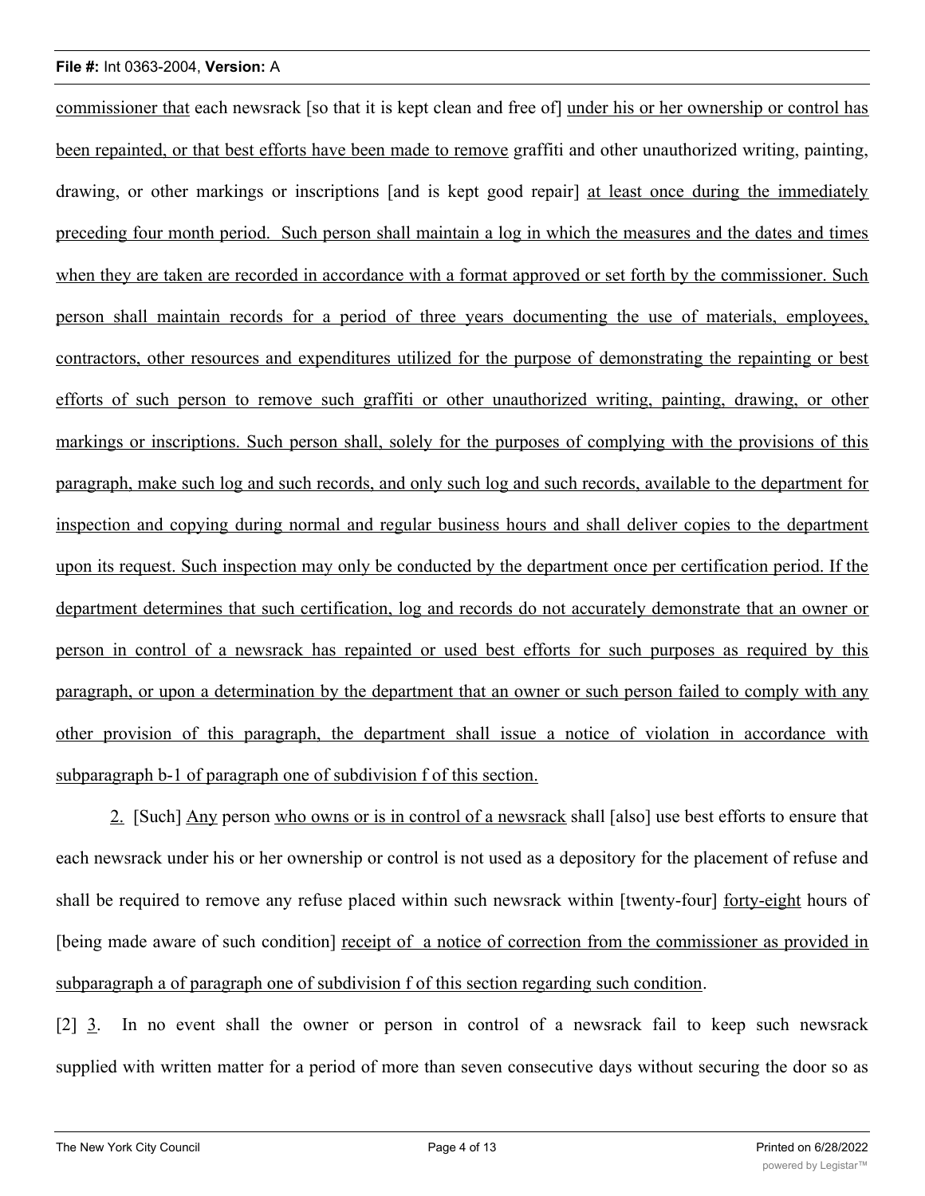commissioner that each newsrack [so that it is kept clean and free of] under his or her ownership or control has been repainted, or that best efforts have been made to remove graffiti and other unauthorized writing, painting, drawing, or other markings or inscriptions [and is kept good repair] at least once during the immediately preceding four month period. Such person shall maintain a log in which the measures and the dates and times when they are taken are recorded in accordance with a format approved or set forth by the commissioner. Such person shall maintain records for a period of three years documenting the use of materials, employees, contractors, other resources and expenditures utilized for the purpose of demonstrating the repainting or best efforts of such person to remove such graffiti or other unauthorized writing, painting, drawing, or other markings or inscriptions. Such person shall, solely for the purposes of complying with the provisions of this paragraph, make such log and such records, and only such log and such records, available to the department for inspection and copying during normal and regular business hours and shall deliver copies to the department upon its request. Such inspection may only be conducted by the department once per certification period. If the department determines that such certification, log and records do not accurately demonstrate that an owner or person in control of a newsrack has repainted or used best efforts for such purposes as required by this paragraph, or upon a determination by the department that an owner or such person failed to comply with any other provision of this paragraph, the department shall issue a notice of violation in accordance with subparagraph b-1 of paragraph one of subdivision f of this section.

2. [Such] Any person who owns or is in control of a newsrack shall [also] use best efforts to ensure that each newsrack under his or her ownership or control is not used as a depository for the placement of refuse and shall be required to remove any refuse placed within such newsrack within [twenty-four] forty-eight hours of [being made aware of such condition] receipt of a notice of correction from the commissioner as provided in subparagraph a of paragraph one of subdivision f of this section regarding such condition.

[2] 3. In no event shall the owner or person in control of a newsrack fail to keep such newsrack supplied with written matter for a period of more than seven consecutive days without securing the door so as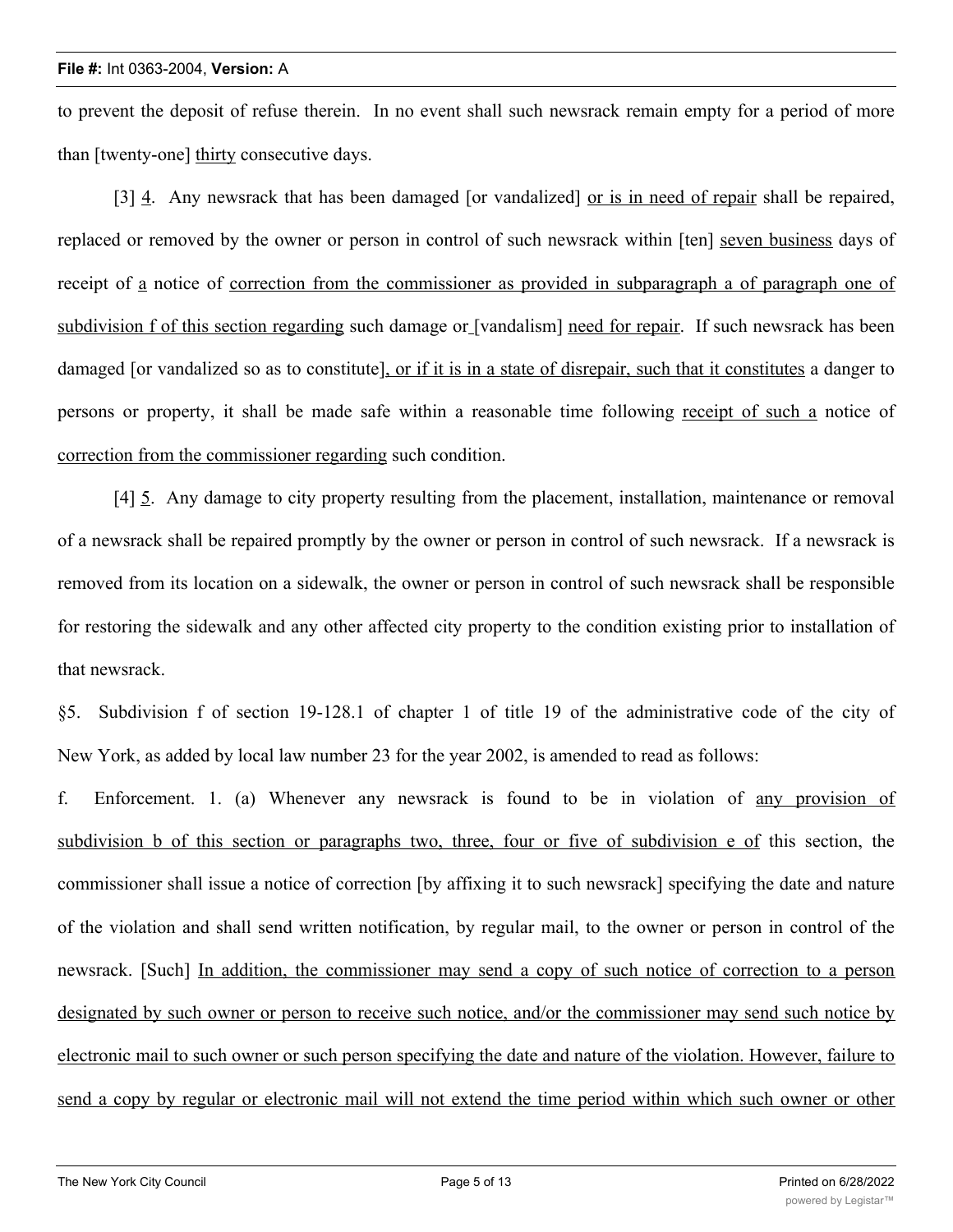to prevent the deposit of refuse therein. In no event shall such newsrack remain empty for a period of more than [twenty-one] thirty consecutive days.

[3] 4. Any newsrack that has been damaged [or vandalized] or is in need of repair shall be repaired, replaced or removed by the owner or person in control of such newsrack within [ten] seven business days of receipt of a notice of correction from the commissioner as provided in subparagraph a of paragraph one of subdivision f of this section regarding such damage or [vandalism] need for repair. If such newsrack has been damaged [or vandalized so as to constitute], or if it is in a state of disrepair, such that it constitutes a danger to persons or property, it shall be made safe within a reasonable time following receipt of such a notice of correction from the commissioner regarding such condition.

[4] 5. Any damage to city property resulting from the placement, installation, maintenance or removal of a newsrack shall be repaired promptly by the owner or person in control of such newsrack. If a newsrack is removed from its location on a sidewalk, the owner or person in control of such newsrack shall be responsible for restoring the sidewalk and any other affected city property to the condition existing prior to installation of that newsrack.

§5. Subdivision f of section 19-128.1 of chapter 1 of title 19 of the administrative code of the city of New York, as added by local law number 23 for the year 2002, is amended to read as follows:

f. Enforcement. 1. (a) Whenever any newsrack is found to be in violation of any provision of subdivision b of this section or paragraphs two, three, four or five of subdivision e of this section, the commissioner shall issue a notice of correction [by affixing it to such newsrack] specifying the date and nature of the violation and shall send written notification, by regular mail, to the owner or person in control of the newsrack. [Such] In addition, the commissioner may send a copy of such notice of correction to a person designated by such owner or person to receive such notice, and/or the commissioner may send such notice by electronic mail to such owner or such person specifying the date and nature of the violation. However, failure to send a copy by regular or electronic mail will not extend the time period within which such owner or other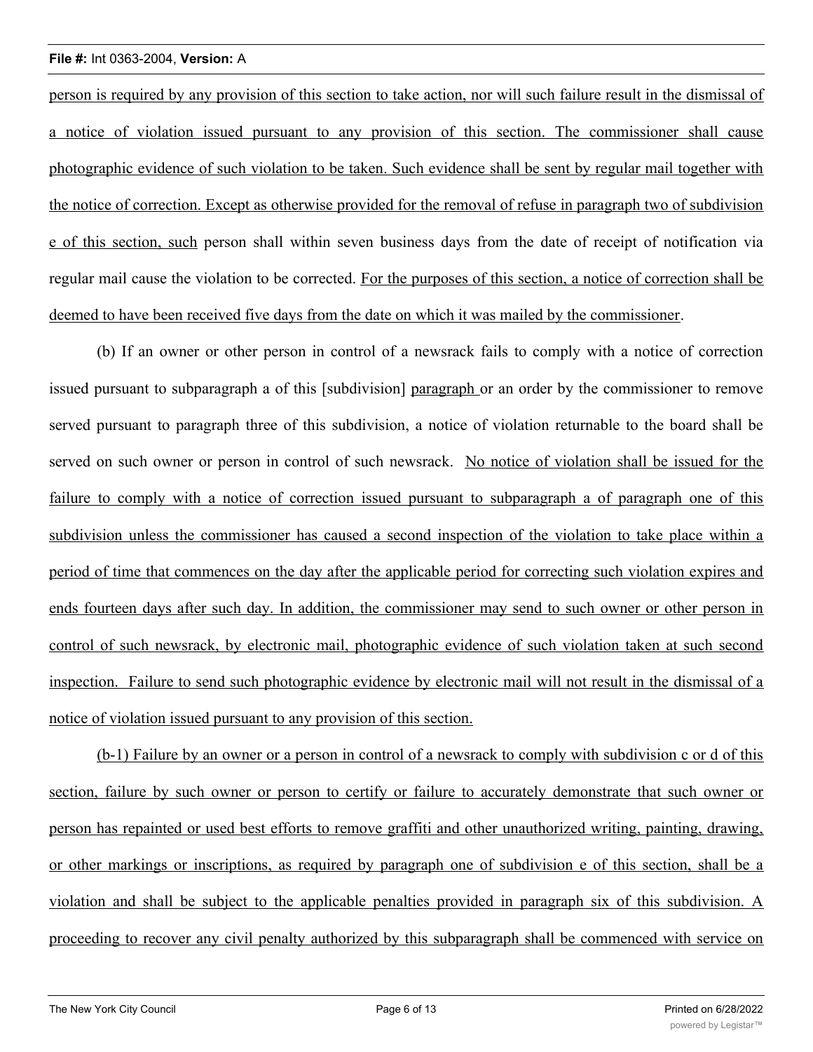person is required by any provision of this section to take action, nor will such failure result in the dismissal of a notice of violation issued pursuant to any provision of this section. The commissioner shall cause photographic evidence of such violation to be taken. Such evidence shall be sent by regular mail together with the notice of correction. Except as otherwise provided for the removal of refuse in paragraph two of subdivision e of this section, such person shall within seven business days from the date of receipt of notification via regular mail cause the violation to be corrected. For the purposes of this section, a notice of correction shall be deemed to have been received five days from the date on which it was mailed by the commissioner.

(b) If an owner or other person in control of a newsrack fails to comply with a notice of correction issued pursuant to subparagraph a of this [subdivision] paragraph or an order by the commissioner to remove served pursuant to paragraph three of this subdivision, a notice of violation returnable to the board shall be served on such owner or person in control of such newsrack. No notice of violation shall be issued for the failure to comply with a notice of correction issued pursuant to subparagraph a of paragraph one of this subdivision unless the commissioner has caused a second inspection of the violation to take place within a period of time that commences on the day after the applicable period for correcting such violation expires and ends fourteen days after such day. In addition, the commissioner may send to such owner or other person in control of such newsrack, by electronic mail, photographic evidence of such violation taken at such second inspection. Failure to send such photographic evidence by electronic mail will not result in the dismissal of a notice of violation issued pursuant to any provision of this section.

(b-1) Failure by an owner or a person in control of a newsrack to comply with subdivision c or d of this section, failure by such owner or person to certify or failure to accurately demonstrate that such owner or person has repainted or used best efforts to remove graffiti and other unauthorized writing, painting, drawing, or other markings or inscriptions, as required by paragraph one of subdivision e of this section, shall be a violation and shall be subject to the applicable penalties provided in paragraph six of this subdivision. A proceeding to recover any civil penalty authorized by this subparagraph shall be commenced with service on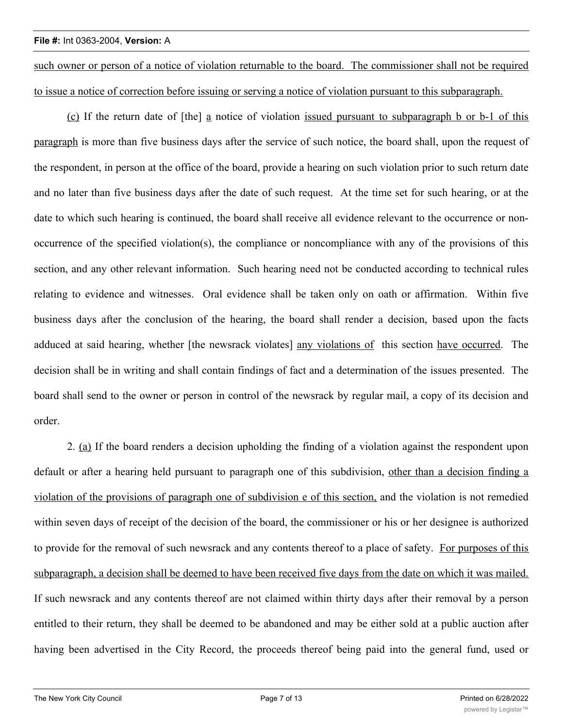such owner or person of a notice of violation returnable to the board. The commissioner shall not be required to issue a notice of correction before issuing or serving a notice of violation pursuant to this subparagraph.

(c) If the return date of [the] a notice of violation issued pursuant to subparagraph b or b-1 of this paragraph is more than five business days after the service of such notice, the board shall, upon the request of the respondent, in person at the office of the board, provide a hearing on such violation prior to such return date and no later than five business days after the date of such request. At the time set for such hearing, or at the date to which such hearing is continued, the board shall receive all evidence relevant to the occurrence or non-occurrence of the specified violation(s), the compliance or noncompliance with any of the provisions of this section, and any other relevant information. Such hearing need not be conducted according to technical rules relating to evidence and witnesses. Oral evidence shall be taken only on oath or affirmation. Within five business days after the conclusion of the hearing, the board shall render a decision, based upon the facts adduced at said hearing, whether [the newsrack violates] any violations of this section have occurred. The decision shall be in writing and shall contain findings of fact and a determination of the issues presented. The board shall send to the owner or person in control of the newsrack by regular mail, a copy of its decision and order.

2. (a) If the board renders a decision upholding the finding of a violation against the respondent upon default or after a hearing held pursuant to paragraph one of this subdivision, other than a decision finding a violation of the provisions of paragraph one of subdivision e of this section, and the violation is not remedied within seven days of receipt of the decision of the board, the commissioner or his or her designee is authorized to provide for the removal of such newsrack and any contents thereof to a place of safety. For purposes of this subparagraph, a decision shall be deemed to have been received five days from the date on which it was mailed. If such newsrack and any contents thereof are not claimed within thirty days after their removal by a person entitled to their return, they shall be deemed to be abandoned and may be either sold at a public auction after having been advertised in the City Record, the proceeds thereof being paid into the general fund, used or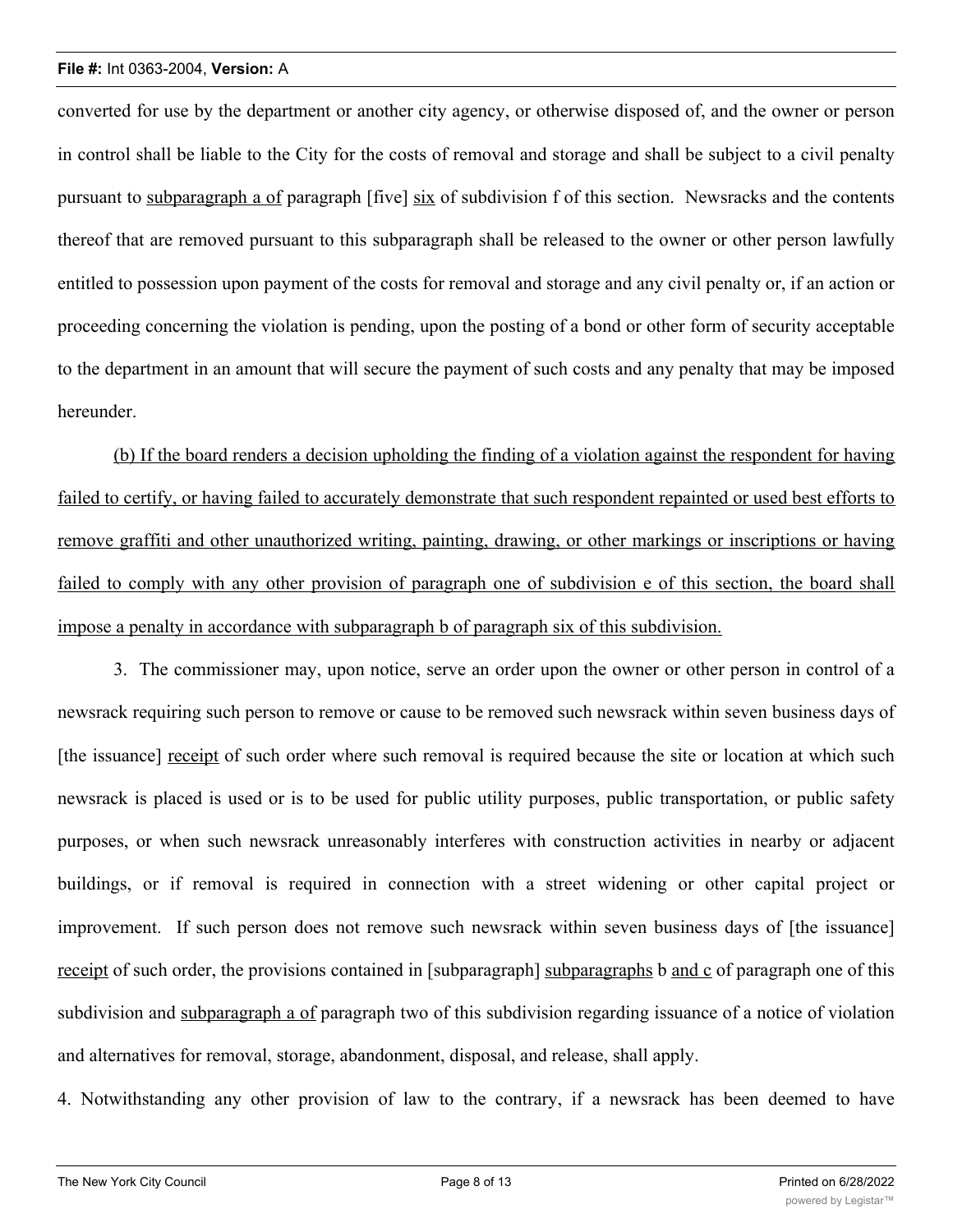converted for use by the department or another city agency, or otherwise disposed of, and the owner or person in control shall be liable to the City for the costs of removal and storage and shall be subject to a civil penalty pursuant to <u>subparagraph a of</u> paragraph [five] <u>six</u> of subdivision f of this section. Newsracks and the contents thereof that are removed pursuant to this subparagraph shall be released to the owner or other person lawfully entitled to possession upon payment of the costs for removal and storage and any civil penalty or, if an action or proceeding concerning the violation is pending, upon the posting of a bond or other form of security acceptable to the department in an amount that will secure the payment of such costs and any penalty that may be imposed hereunder.

<u>(b) If the board renders a decision upholding the finding of a violation against the respondent for having failed to certify, or having failed to accurately demonstrate that such respondent repainted or used best efforts to remove graffiti and other unauthorized writing, painting, drawing, or other markings or inscriptions or having failed to comply with any other provision of paragraph one of subdivision e of this section, the board shall impose a penalty in accordance with subparagraph b of paragraph six of this subdivision.</u>

3. The commissioner may, upon notice, serve an order upon the owner or other person in control of a newsrack requiring such person to remove or cause to be removed such newsrack within seven business days of [the issuance] <u>receipt</u> of such order where such removal is required because the site or location at which such newsrack is placed is used or is to be used for public utility purposes, public transportation, or public safety purposes, or when such newsrack unreasonably interferes with construction activities in nearby or adjacent buildings, or if removal is required in connection with a street widening or other capital project or improvement. If such person does not remove such newsrack within seven business days of [the issuance] <u>receipt</u> of such order, the provisions contained in [subparagraph] <u>subparagraphs</u> b <u>and c</u> of paragraph one of this subdivision and <u>subparagraph a of</u> paragraph two of this subdivision regarding issuance of a notice of violation and alternatives for removal, storage, abandonment, disposal, and release, shall apply.

4. Notwithstanding any other provision of law to the contrary, if a newsrack has been deemed to have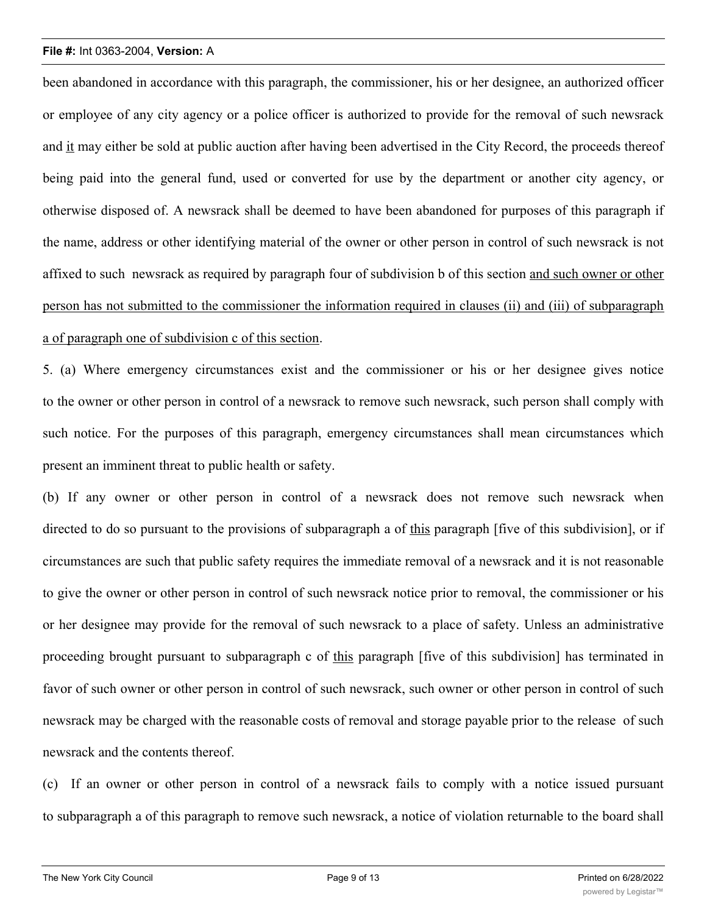been abandoned in accordance with this paragraph, the commissioner, his or her designee, an authorized officer or employee of any city agency or a police officer is authorized to provide for the removal of such newsrack and <u>it</u> may either be sold at public auction after having been advertised in the City Record, the proceeds thereof being paid into the general fund, used or converted for use by the department or another city agency, or otherwise disposed of. A newsrack shall be deemed to have been abandoned for purposes of this paragraph if the name, address or other identifying material of the owner or other person in control of such newsrack is not affixed to such newsrack as required by paragraph four of subdivision b of this section <u>and such owner or other person has not submitted to the commissioner the information required in clauses (ii) and (iii) of subparagraph a of paragraph one of subdivision c of this section</u>.

5. (a) Where emergency circumstances exist and the commissioner or his or her designee gives notice to the owner or other person in control of a newsrack to remove such newsrack, such person shall comply with such notice. For the purposes of this paragraph, emergency circumstances shall mean circumstances which present an imminent threat to public health or safety.

(b) If any owner or other person in control of a newsrack does not remove such newsrack when directed to do so pursuant to the provisions of subparagraph a of <u>this</u> paragraph [five of this subdivision], or if circumstances are such that public safety requires the immediate removal of a newsrack and it is not reasonable to give the owner or other person in control of such newsrack notice prior to removal, the commissioner or his or her designee may provide for the removal of such newsrack to a place of safety. Unless an administrative proceeding brought pursuant to subparagraph c of <u>this</u> paragraph [five of this subdivision] has terminated in favor of such owner or other person in control of such newsrack, such owner or other person in control of such newsrack may be charged with the reasonable costs of removal and storage payable prior to the release of such newsrack and the contents thereof.

(c) If an owner or other person in control of a newsrack fails to comply with a notice issued pursuant to subparagraph a of this paragraph to remove such newsrack, a notice of violation returnable to the board shall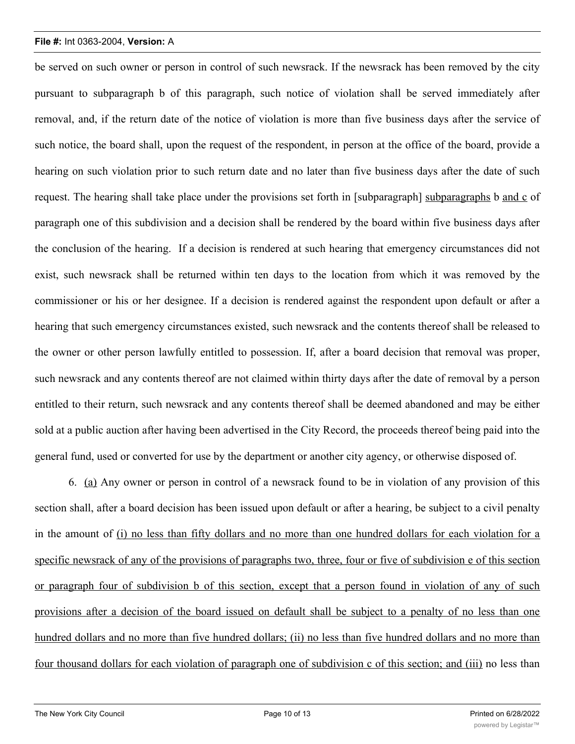be served on such owner or person in control of such newsrack. If the newsrack has been removed by the city pursuant to subparagraph b of this paragraph, such notice of violation shall be served immediately after removal, and, if the return date of the notice of violation is more than five business days after the service of such notice, the board shall, upon the request of the respondent, in person at the office of the board, provide a hearing on such violation prior to such return date and no later than five business days after the date of such request. The hearing shall take place under the provisions set forth in [subparagraph] <u>subparagraphs</u> b <u>and c</u> of paragraph one of this subdivision and a decision shall be rendered by the board within five business days after the conclusion of the hearing. If a decision is rendered at such hearing that emergency circumstances did not exist, such newsrack shall be returned within ten days to the location from which it was removed by the commissioner or his or her designee. If a decision is rendered against the respondent upon default or after a hearing that such emergency circumstances existed, such newsrack and the contents thereof shall be released to the owner or other person lawfully entitled to possession. If, after a board decision that removal was proper, such newsrack and any contents thereof are not claimed within thirty days after the date of removal by a person entitled to their return, such newsrack and any contents thereof shall be deemed abandoned and may be either sold at a public auction after having been advertised in the City Record, the proceeds thereof being paid into the general fund, used or converted for use by the department or another city agency, or otherwise disposed of.

6. <u>(a)</u> Any owner or person in control of a newsrack found to be in violation of any provision of this section shall, after a board decision has been issued upon default or after a hearing, be subject to a civil penalty in the amount of <u>(i) no less than fifty dollars and no more than one hundred dollars for each violation for a specific newsrack of any of the provisions of paragraphs two, three, four or five of subdivision e of this section or paragraph four of subdivision b of this section, except that a person found in violation of any of such provisions after a decision of the board issued on default shall be subject to a penalty of no less than one hundred dollars and no more than five hundred dollars; (ii) no less than five hundred dollars and no more than four thousand dollars for each violation of paragraph one of subdivision c of this section; and (iii)</u> no less than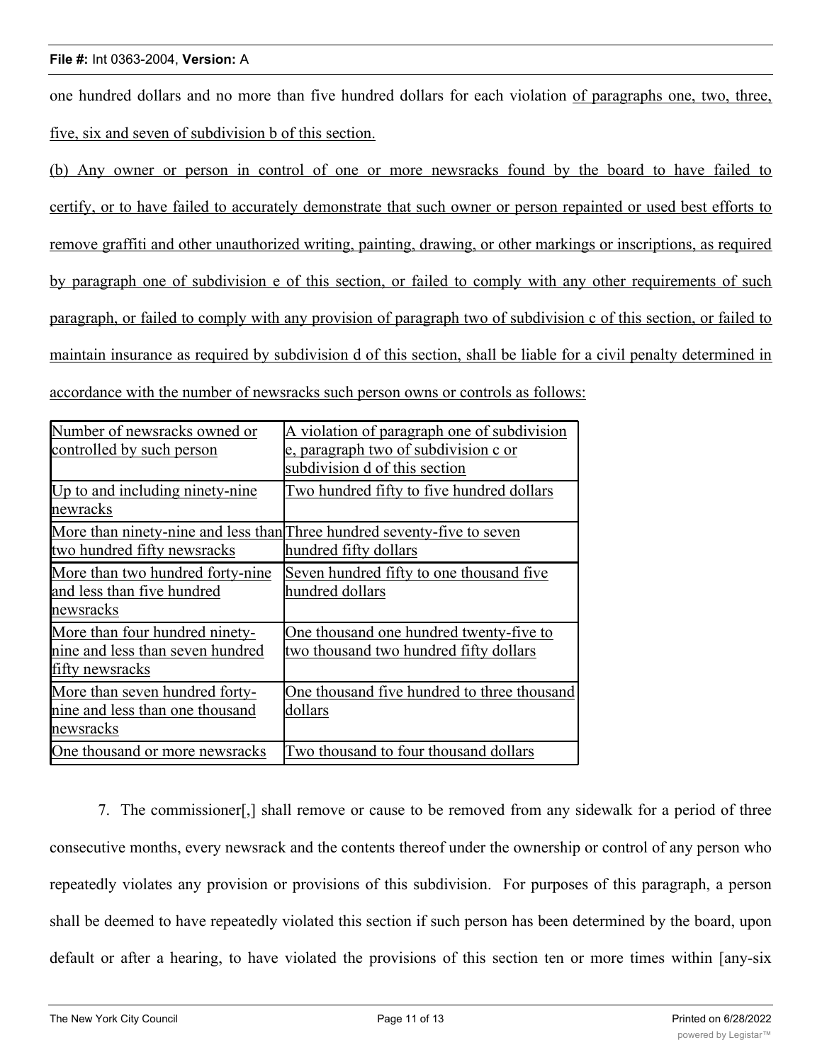one hundred dollars and no more than five hundred dollars for each violation of paragraphs one, two, three, five, six and seven of subdivision b of this section.

(b) Any owner or person in control of one or more newsracks found by the board to have failed to certify, or to have failed to accurately demonstrate that such owner or person repainted or used best efforts to remove graffiti and other unauthorized writing, painting, drawing, or other markings or inscriptions, as required by paragraph one of subdivision e of this section, or failed to comply with any other requirements of such paragraph, or failed to comply with any provision of paragraph two of subdivision c of this section, or failed to maintain insurance as required by subdivision d of this section, shall be liable for a civil penalty determined in accordance with the number of newsracks such person owns or controls as follows:

| Number of newsracks owned or controlled by such person | A violation of paragraph one of subdivision e, paragraph two of subdivision c or subdivision d of this section |
| --- | --- |
| Up to and including ninety-nine newracks | Two hundred fifty to five hundred dollars |
| More than ninety-nine and less than two hundred fifty newsracks | Three hundred seventy-five to seven hundred fifty dollars |
| More than two hundred forty-nine and less than five hundred newsracks | Seven hundred fifty to one thousand five hundred dollars |
| More than four hundred ninety-nine and less than seven hundred fifty newsracks | One thousand one hundred twenty-five to two thousand two hundred fifty dollars |
| More than seven hundred forty-nine and less than one thousand newsracks | One thousand five hundred to three thousand dollars |
| One thousand or more newsracks | Two thousand to four thousand dollars |

7. The commissioner[,] shall remove or cause to be removed from any sidewalk for a period of three consecutive months, every newsrack and the contents thereof under the ownership or control of any person who repeatedly violates any provision or provisions of this subdivision. For purposes of this paragraph, a person shall be deemed to have repeatedly violated this section if such person has been determined by the board, upon default or after a hearing, to have violated the provisions of this section ten or more times within [any-six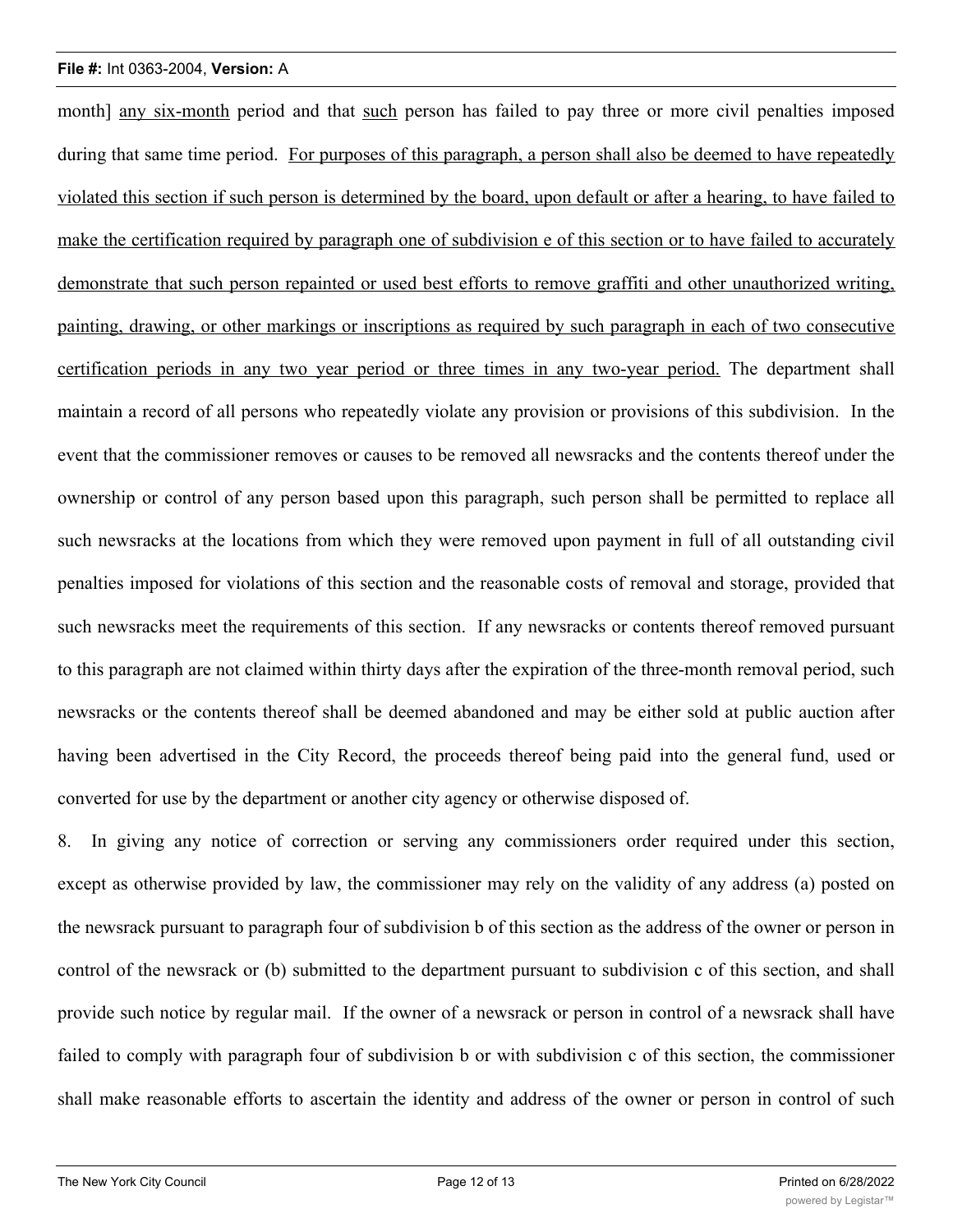month] <u>any six-month</u> period and that <u>such</u> person has failed to pay three or more civil penalties imposed during that same time period. <u>For purposes of this paragraph, a person shall also be deemed to have repeatedly violated this section if such person is determined by the board, upon default or after a hearing, to have failed to make the certification required by paragraph one of subdivision e of this section or to have failed to accurately demonstrate that such person repainted or used best efforts to remove graffiti and other unauthorized writing, painting, drawing, or other markings or inscriptions as required by such paragraph in each of two consecutive certification periods in any two year period or three times in any two-year period.</u> The department shall maintain a record of all persons who repeatedly violate any provision or provisions of this subdivision. In the event that the commissioner removes or causes to be removed all newsracks and the contents thereof under the ownership or control of any person based upon this paragraph, such person shall be permitted to replace all such newsracks at the locations from which they were removed upon payment in full of all outstanding civil penalties imposed for violations of this section and the reasonable costs of removal and storage, provided that such newsracks meet the requirements of this section. If any newsracks or contents thereof removed pursuant to this paragraph are not claimed within thirty days after the expiration of the three-month removal period, such newsracks or the contents thereof shall be deemed abandoned and may be either sold at public auction after having been advertised in the City Record, the proceeds thereof being paid into the general fund, used or converted for use by the department or another city agency or otherwise disposed of.

8. In giving any notice of correction or serving any commissioners order required under this section, except as otherwise provided by law, the commissioner may rely on the validity of any address (a) posted on the newsrack pursuant to paragraph four of subdivision b of this section as the address of the owner or person in control of the newsrack or (b) submitted to the department pursuant to subdivision c of this section, and shall provide such notice by regular mail. If the owner of a newsrack or person in control of a newsrack shall have failed to comply with paragraph four of subdivision b or with subdivision c of this section, the commissioner shall make reasonable efforts to ascertain the identity and address of the owner or person in control of such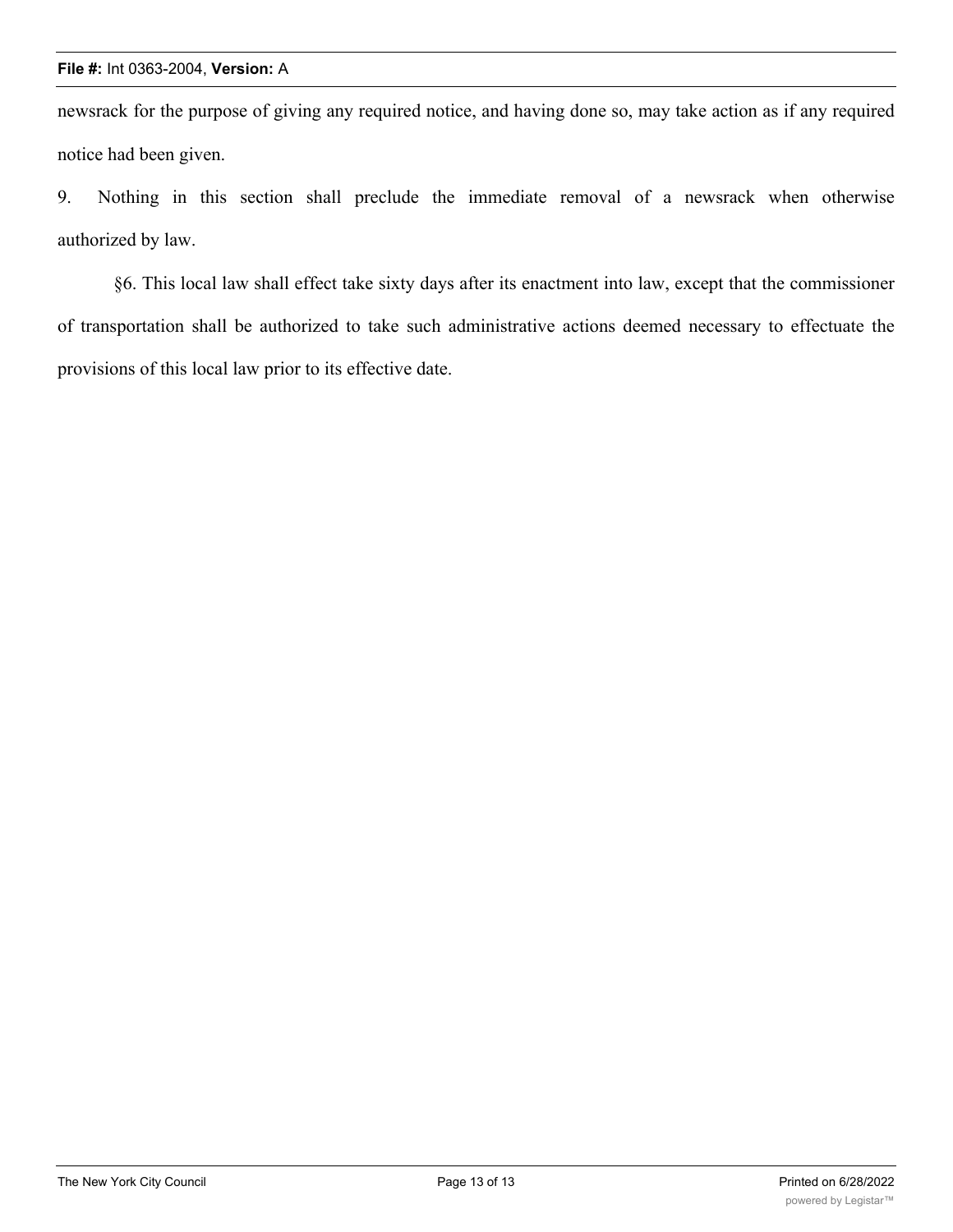newsrack for the purpose of giving any required notice, and having done so, may take action as if any required notice had been given.

9. Nothing in this section shall preclude the immediate removal of a newsrack when otherwise authorized by law.

§6. This local law shall effect take sixty days after its enactment into law, except that the commissioner of transportation shall be authorized to take such administrative actions deemed necessary to effectuate the provisions of this local law prior to its effective date.